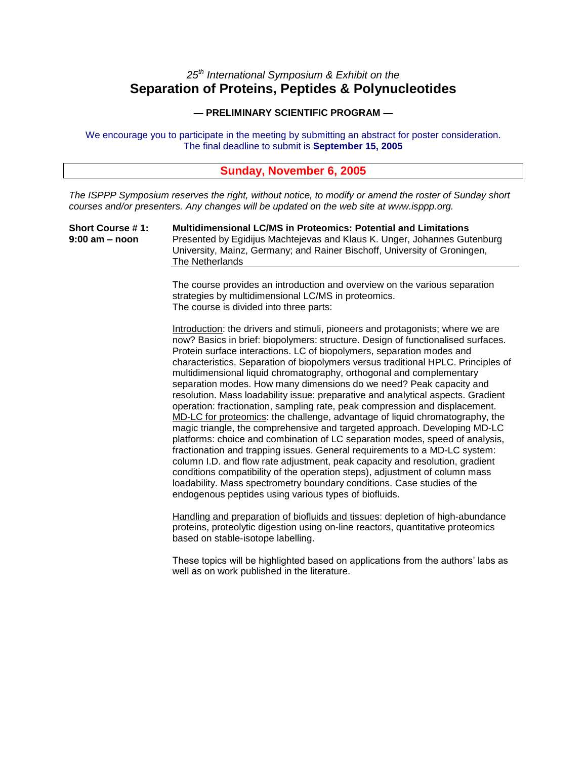*25th International Symposium & Exhibit on the*

# Separation of Proteins, Peptides & Polynucleotides

**— PRELIMINARY SCIENTIFIC PROGRAM —**

We encourage you to participate in the meeting by submitting an abstract for poster consideration.
The final deadline to submit is **September 15, 2005**

## Sunday, November 6, 2005

*The ISPPP Symposium reserves the right, without notice, to modify or amend the roster of Sunday short courses and/or presenters. Any changes will be updated on the web site at www.isppp.org.*

**Short Course # 1:**
**9:00 am – noon**

**Multidimensional LC/MS in Proteomics: Potential and Limitations**
Presented by Egidijus Machtejevas and Klaus K. Unger, Johannes Gutenburg University, Mainz, Germany; and Rainer Bischoff, University of Groningen, The Netherlands

The course provides an introduction and overview on the various separation strategies by multidimensional LC/MS in proteomics.
The course is divided into three parts:

Introduction: the drivers and stimuli, pioneers and protagonists; where we are now? Basics in brief: biopolymers: structure. Design of functionalised surfaces. Protein surface interactions. LC of biopolymers, separation modes and characteristics. Separation of biopolymers versus traditional HPLC. Principles of multidimensional liquid chromatography, orthogonal and complementary separation modes. How many dimensions do we need? Peak capacity and resolution. Mass loadability issue: preparative and analytical aspects. Gradient operation: fractionation, sampling rate, peak compression and displacement.
MD-LC for proteomics: the challenge, advantage of liquid chromatography, the magic triangle, the comprehensive and targeted approach. Developing MD-LC platforms: choice and combination of LC separation modes, speed of analysis, fractionation and trapping issues. General requirements to a MD-LC system: column I.D. and flow rate adjustment, peak capacity and resolution, gradient conditions compatibility of the operation steps), adjustment of column mass loadability. Mass spectrometry boundary conditions. Case studies of the endogenous peptides using various types of biofluids.

Handling and preparation of biofluids and tissues: depletion of high-abundance proteins, proteolytic digestion using on-line reactors, quantitative proteomics based on stable-isotope labelling.

These topics will be highlighted based on applications from the authors' labs as well as on work published in the literature.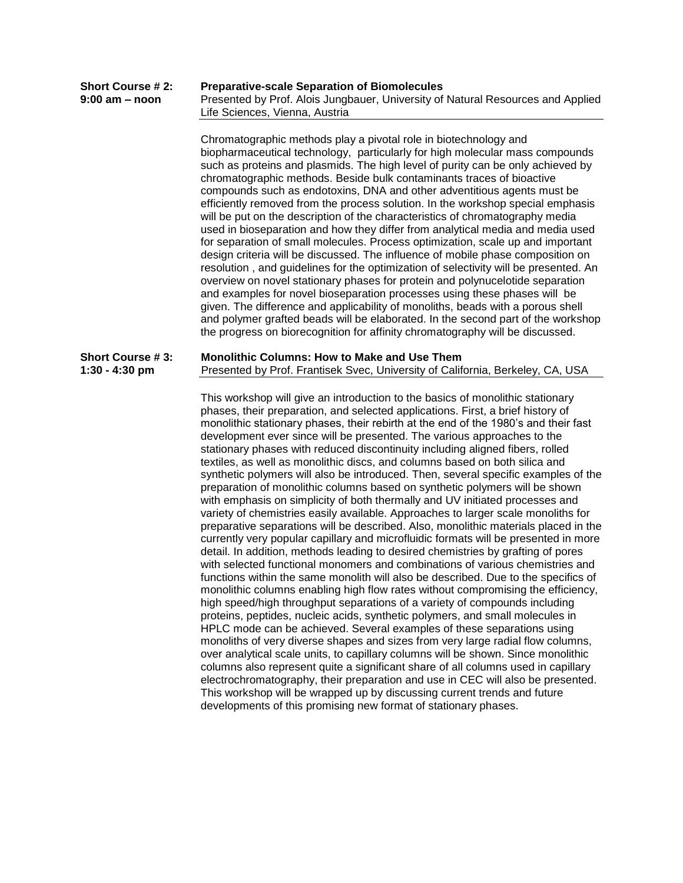**Short Course # 2:** **Preparative-scale Separation of Biomolecules**
**9:00 am – noon**
Presented by Prof. Alois Jungbauer, University of Natural Resources and Applied Life Sciences, Vienna, Austria

Chromatographic methods play a pivotal role in biotechnology and biopharmaceutical technology, particularly for high molecular mass compounds such as proteins and plasmids. The high level of purity can be only achieved by chromatographic methods. Beside bulk contaminants traces of bioactive compounds such as endotoxins, DNA and other adventitious agents must be efficiently removed from the process solution. In the workshop special emphasis will be put on the description of the characteristics of chromatography media used in bioseparation and how they differ from analytical media and media used for separation of small molecules. Process optimization, scale up and important design criteria will be discussed. The influence of mobile phase composition on resolution , and guidelines for the optimization of selectivity will be presented. An overview on novel stationary phases for protein and polynucelotide separation and examples for novel bioseparation processes using these phases will be given. The difference and applicability of monoliths, beads with a porous shell and polymer grafted beads will be elaborated. In the second part of the workshop the progress on biorecognition for affinity chromatography will be discussed.

**Short Course # 3:** **Monolithic Columns: How to Make and Use Them**
**1:30 - 4:30 pm**
Presented by Prof. Frantisek Svec, University of California, Berkeley, CA, USA

This workshop will give an introduction to the basics of monolithic stationary phases, their preparation, and selected applications. First, a brief history of monolithic stationary phases, their rebirth at the end of the 1980's and their fast development ever since will be presented. The various approaches to the stationary phases with reduced discontinuity including aligned fibers, rolled textiles, as well as monolithic discs, and columns based on both silica and synthetic polymers will also be introduced. Then, several specific examples of the preparation of monolithic columns based on synthetic polymers will be shown with emphasis on simplicity of both thermally and UV initiated processes and variety of chemistries easily available. Approaches to larger scale monoliths for preparative separations will be described. Also, monolithic materials placed in the currently very popular capillary and microfluidic formats will be presented in more detail. In addition, methods leading to desired chemistries by grafting of pores with selected functional monomers and combinations of various chemistries and functions within the same monolith will also be described. Due to the specifics of monolithic columns enabling high flow rates without compromising the efficiency, high speed/high throughput separations of a variety of compounds including proteins, peptides, nucleic acids, synthetic polymers, and small molecules in HPLC mode can be achieved. Several examples of these separations using monoliths of very diverse shapes and sizes from very large radial flow columns, over analytical scale units, to capillary columns will be shown. Since monolithic columns also represent quite a significant share of all columns used in capillary electrochromatography, their preparation and use in CEC will also be presented. This workshop will be wrapped up by discussing current trends and future developments of this promising new format of stationary phases.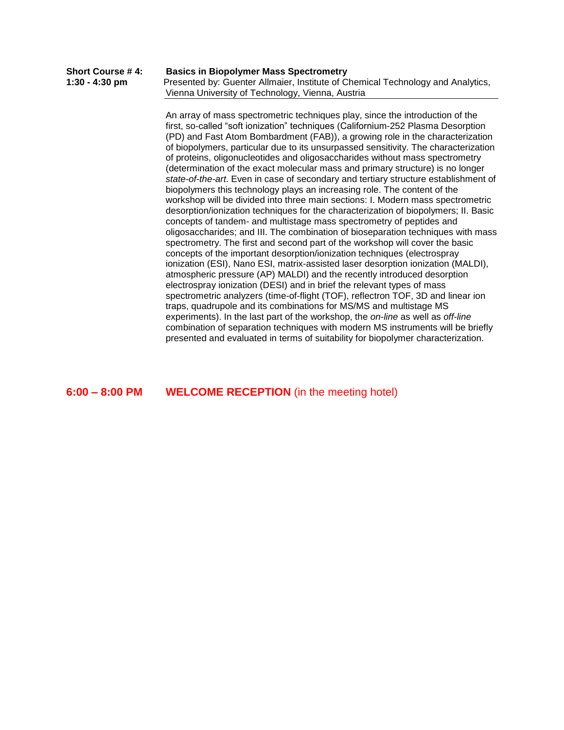**Short Course # 4:** **Basics in Biopolymer Mass Spectrometry**

**1:30 - 4:30 pm** Presented by: Guenter Allmaier, Institute of Chemical Technology and Analytics, Vienna University of Technology, Vienna, Austria

An array of mass spectrometric techniques play, since the introduction of the first, so-called “soft ionization” techniques (Californium-252 Plasma Desorption (PD) and Fast Atom Bombardment (FAB)), a growing role in the characterization of biopolymers, particular due to its unsurpassed sensitivity. The characterization of proteins, oligonucleotides and oligosaccharides without mass spectrometry (determination of the exact molecular mass and primary structure) is no longer *state-of-the-art*. Even in case of secondary and tertiary structure establishment of biopolymers this technology plays an increasing role. The content of the workshop will be divided into three main sections: I. Modern mass spectrometric desorption/ionization techniques for the characterization of biopolymers; II. Basic concepts of tandem- and multistage mass spectrometry of peptides and oligosaccharides; and III. The combination of bioseparation techniques with mass spectrometry. The first and second part of the workshop will cover the basic concepts of the important desorption/ionization techniques (electrospray ionization (ESI), Nano ESI, matrix-assisted laser desorption ionization (MALDI), atmospheric pressure (AP) MALDI) and the recently introduced desorption electrospray ionization (DESI) and in brief the relevant types of mass spectrometric analyzers (time-of-flight (TOF), reflectron TOF, 3D and linear ion traps, quadrupole and its combinations for MS/MS and multistage MS experiments). In the last part of the workshop, the *on-line* as well as *off-line* combination of separation techniques with modern MS instruments will be briefly presented and evaluated in terms of suitability for biopolymer characterization.

**6:00 – 8:00 PM** **WELCOME RECEPTION** (in the meeting hotel)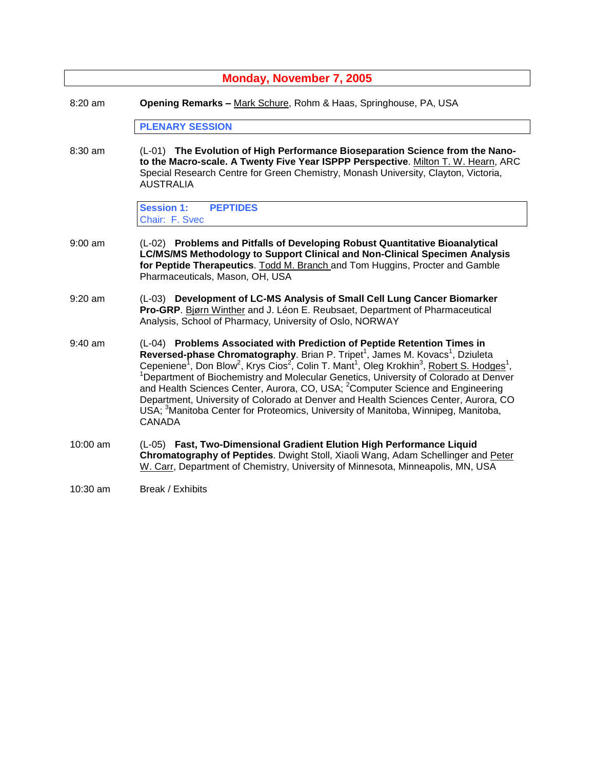## Monday, November 7, 2005

8:20 am **Opening Remarks –** Mark Schure, Rohm & Haas, Springhouse, PA, USA

### PLENARY SESSION

8:30 am (L-01) **The Evolution of High Performance Bioseparation Science from the Nano- to the Macro-scale. A Twenty Five Year ISPPP Perspective**. Milton T. W. Hearn, ARC Special Research Centre for Green Chemistry, Monash University, Clayton, Victoria, AUSTRALIA

### Session 1: PEPTIDES
Chair: F. Svec

9:00 am (L-02) **Problems and Pitfalls of Developing Robust Quantitative Bioanalytical LC/MS/MS Methodology to Support Clinical and Non-Clinical Specimen Analysis for Peptide Therapeutics**. Todd M. Branch and Tom Huggins, Procter and Gamble Pharmaceuticals, Mason, OH, USA

9:20 am (L-03) **Development of LC-MS Analysis of Small Cell Lung Cancer Biomarker Pro-GRP**. Bjørn Winther and J. Léon E. Reubsaet, Department of Pharmaceutical Analysis, School of Pharmacy, University of Oslo, NORWAY

9:40 am (L-04) **Problems Associated with Prediction of Peptide Retention Times in Reversed-phase Chromatography**. Brian P. Tripet[1], James M. Kovacs[1], Dziuleta Cepeniene[1], Don Blow[2], Krys Cios[2], Colin T. Mant[1], Oleg Krokhin[3], Robert S. Hodges[1], [1]Department of Biochemistry and Molecular Genetics, University of Colorado at Denver and Health Sciences Center, Aurora, CO, USA; [2]Computer Science and Engineering Department, University of Colorado at Denver and Health Sciences Center, Aurora, CO USA; [3]Manitoba Center for Proteomics, University of Manitoba, Winnipeg, Manitoba, CANADA

10:00 am (L-05) **Fast, Two-Dimensional Gradient Elution High Performance Liquid Chromatography of Peptides**. Dwight Stoll, Xiaoli Wang, Adam Schellinger and Peter W. Carr, Department of Chemistry, University of Minnesota, Minneapolis, MN, USA

10:30 am Break / Exhibits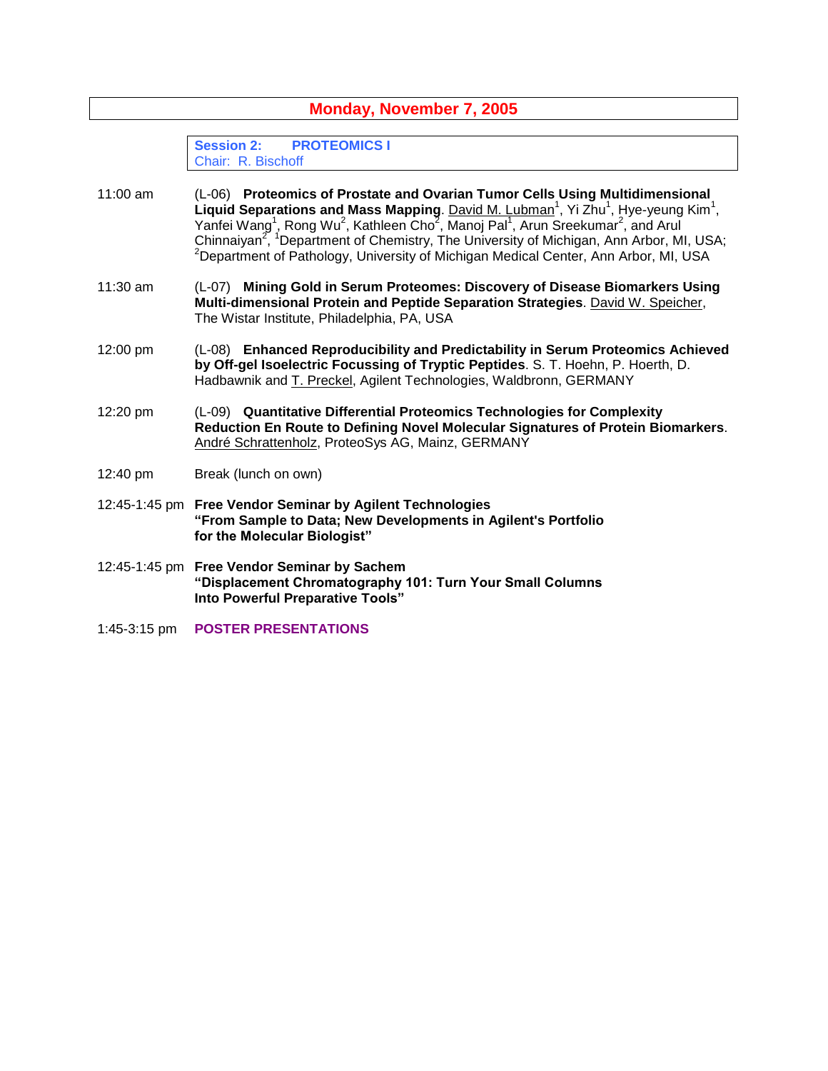## Monday, November 7, 2005

**Session 2: PROTEOMICS I**
Chair: R. Bischoff

11:00 am (L-06) **Proteomics of Prostate and Ovarian Tumor Cells Using Multidimensional Liquid Separations and Mass Mapping**. David M. Lubman[1], Yi Zhu[1], Hye-yeung Kim[1], Yanfei Wang[1], Rong Wu[2], Kathleen Cho[2], Manoj Pal[1], Arun Sreekumar[2], and Arul Chinnaiyan[2], [1]Department of Chemistry, The University of Michigan, Ann Arbor, MI, USA; [2]Department of Pathology, University of Michigan Medical Center, Ann Arbor, MI, USA

11:30 am (L-07) **Mining Gold in Serum Proteomes: Discovery of Disease Biomarkers Using Multi-dimensional Protein and Peptide Separation Strategies**. David W. Speicher, The Wistar Institute, Philadelphia, PA, USA

12:00 pm (L-08) **Enhanced Reproducibility and Predictability in Serum Proteomics Achieved by Off-gel Isoelectric Focussing of Tryptic Peptides**. S. T. Hoehn, P. Hoerth, D. Hadbawnik and T. Preckel, Agilent Technologies, Waldbronn, GERMANY

12:20 pm (L-09) **Quantitative Differential Proteomics Technologies for Complexity Reduction En Route to Defining Novel Molecular Signatures of Protein Biomarkers**. André Schrattenholz, ProteoSys AG, Mainz, GERMANY

12:40 pm Break (lunch on own)

12:45-1:45 pm **Free Vendor Seminar by Agilent Technologies**
**"From Sample to Data; New Developments in Agilent's Portfolio for the Molecular Biologist"**

12:45-1:45 pm **Free Vendor Seminar by Sachem**
**"Displacement Chromatography 101: Turn Your Small Columns Into Powerful Preparative Tools"**

1:45-3:15 pm **POSTER PRESENTATIONS**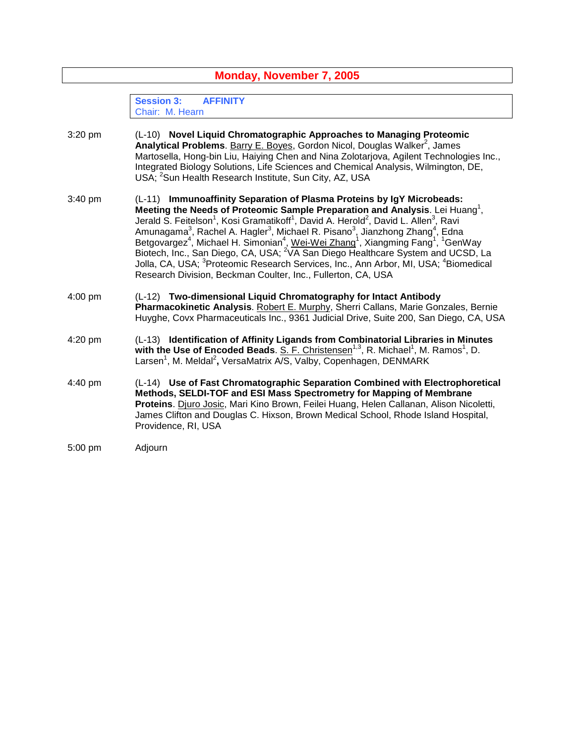## Monday, November 7, 2005

**Session 3: AFFINITY**
Chair: M. Hearn

3:20 pm (L-10) **Novel Liquid Chromatographic Approaches to Managing Proteomic Analytical Problems**. Barry E. Boyes, Gordon Nicol, Douglas Walker[2], James Martosella, Hong-bin Liu, Haiying Chen and Nina Zolotarjova, Agilent Technologies Inc., Integrated Biology Solutions, Life Sciences and Chemical Analysis, Wilmington, DE, USA; [2]Sun Health Research Institute, Sun City, AZ, USA

3:40 pm (L-11) **Immunoaffinity Separation of Plasma Proteins by IgY Microbeads: Meeting the Needs of Proteomic Sample Preparation and Analysis**. Lei Huang[1], Jerald S. Feitelson[1], Kosi Gramatikoff[1], David A. Herold[2], David L. Allen[3], Ravi Amunagama[3], Rachel A. Hagler[3], Michael R. Pisano[3], Jianzhong Zhang[4], Edna Betgovargez[4], Michael H. Simonian[4], Wei-Wei Zhang[1], Xiangming Fang[1], [1]GenWay Biotech, Inc., San Diego, CA, USA; [2]VA San Diego Healthcare System and UCSD, La Jolla, CA, USA; [3]Proteomic Research Services, Inc., Ann Arbor, MI, USA; [4]Biomedical Research Division, Beckman Coulter, Inc., Fullerton, CA, USA

4:00 pm (L-12) **Two-dimensional Liquid Chromatography for Intact Antibody Pharmacokinetic Analysis**. Robert E. Murphy, Sherri Callans, Marie Gonzales, Bernie Huyghe, Covx Pharmaceuticals Inc., 9361 Judicial Drive, Suite 200, San Diego, CA, USA

4:20 pm (L-13) **Identification of Affinity Ligands from Combinatorial Libraries in Minutes with the Use of Encoded Beads**. S. F. Christensen[1,3], R. Michael[1], M. Ramos[1], D. Larsen[1], M. Meldal[2]**,** VersaMatrix A/S, Valby, Copenhagen, DENMARK

4:40 pm (L-14) **Use of Fast Chromatographic Separation Combined with Electrophoretical Methods, SELDI-TOF and ESI Mass Spectrometry for Mapping of Membrane Proteins**. Djuro Josic, Mari Kino Brown, Feilei Huang, Helen Callanan, Alison Nicoletti, James Clifton and Douglas C. Hixson, Brown Medical School, Rhode Island Hospital, Providence, RI, USA

5:00 pm Adjourn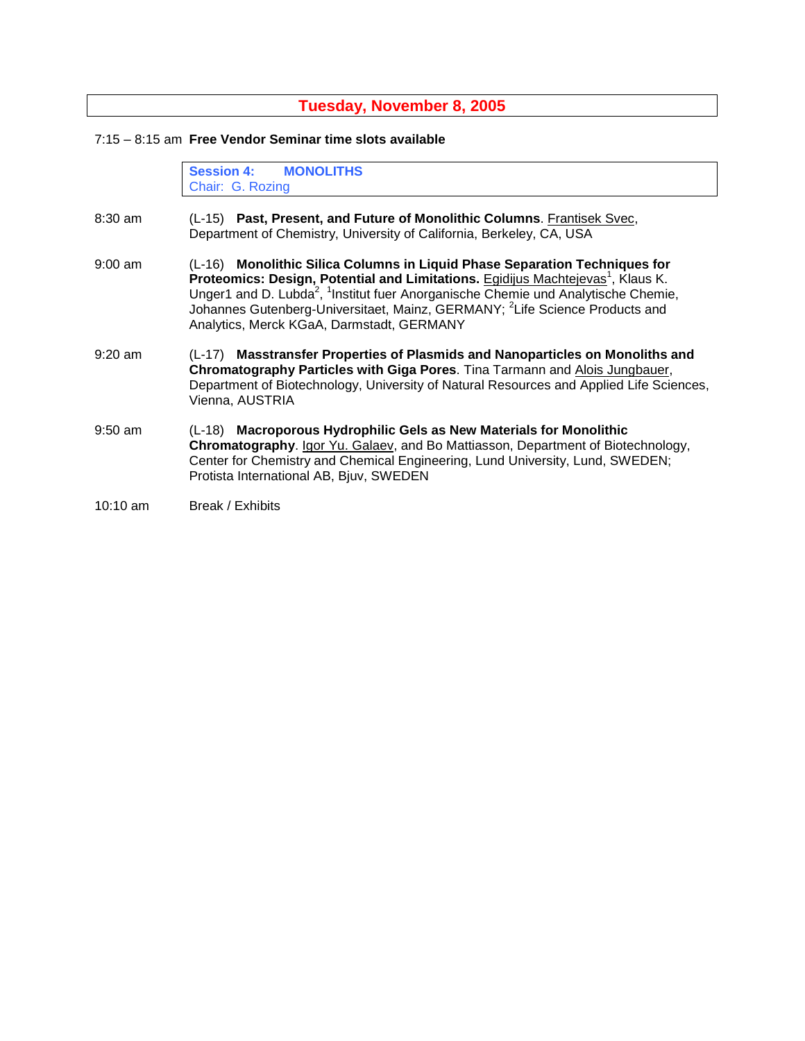## Tuesday, November 8, 2005

7:15 – 8:15 am **Free Vendor Seminar time slots available**

### Session 4: MONOLITHS
Chair: G. Rozing

8:30 am (L-15) **Past, Present, and Future of Monolithic Columns**. Frantisek Svec, Department of Chemistry, University of California, Berkeley, CA, USA

9:00 am (L-16) **Monolithic Silica Columns in Liquid Phase Separation Techniques for Proteomics: Design, Potential and Limitations.** Egidijus Machtejevas[1], Klaus K. Unger1 and D. Lubda[2], [1]Institut fuer Anorganische Chemie und Analytische Chemie, Johannes Gutenberg-Universitaet, Mainz, GERMANY; [2]Life Science Products and Analytics, Merck KGaA, Darmstadt, GERMANY

9:20 am (L-17) **Masstransfer Properties of Plasmids and Nanoparticles on Monoliths and Chromatography Particles with Giga Pores**. Tina Tarmann and Alois Jungbauer, Department of Biotechnology, University of Natural Resources and Applied Life Sciences, Vienna, AUSTRIA

9:50 am (L-18) **Macroporous Hydrophilic Gels as New Materials for Monolithic Chromatography**. Igor Yu. Galaev, and Bo Mattiasson, Department of Biotechnology, Center for Chemistry and Chemical Engineering, Lund University, Lund, SWEDEN; Protista International AB, Bjuv, SWEDEN

10:10 am Break / Exhibits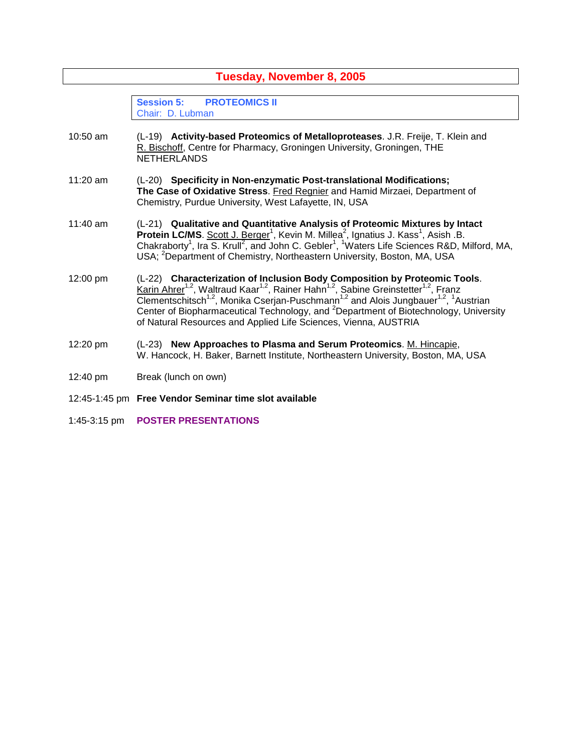# Tuesday, November 8, 2005

## Session 5: PROTEOMICS II

Chair: D. Lubman

10:50 am (L-19) **Activity-based Proteomics of Metalloproteases**. J.R. Freije, T. Klein and R. Bischoff, Centre for Pharmacy, Groningen University, Groningen, THE NETHERLANDS

11:20 am (L-20) **Specificity in Non-enzymatic Post-translational Modifications; The Case of Oxidative Stress**. Fred Regnier and Hamid Mirzaei, Department of Chemistry, Purdue University, West Lafayette, IN, USA

11:40 am (L-21) **Qualitative and Quantitative Analysis of Proteomic Mixtures by Intact Protein LC/MS**. Scott J. Berger[1], Kevin M. Millea[2], Ignatius J. Kass[1], Asish .B. Chakraborty[1], Ira S. Krull[2], and John C. Gebler[1], [1]Waters Life Sciences R&D, Milford, MA, USA; [2]Department of Chemistry, Northeastern University, Boston, MA, USA

12:00 pm (L-22) **Characterization of Inclusion Body Composition by Proteomic Tools**. Karin Ahrer[1,2], Waltraud Kaar[1,2], Rainer Hahn[1,2], Sabine Greinstetter[1,2], Franz Clementschitsch[1,2], Monika Cserjan-Puschmann[1,2] and Alois Jungbauer[1,2], [1]Austrian Center of Biopharmaceutical Technology, and [2]Department of Biotechnology, University of Natural Resources and Applied Life Sciences, Vienna, AUSTRIA

12:20 pm (L-23) **New Approaches to Plasma and Serum Proteomics**. M. Hincapie, W. Hancock, H. Baker, Barnett Institute, Northeastern University, Boston, MA, USA

12:40 pm Break (lunch on own)

12:45-1:45 pm **Free Vendor Seminar time slot available**

1:45-3:15 pm **POSTER PRESENTATIONS**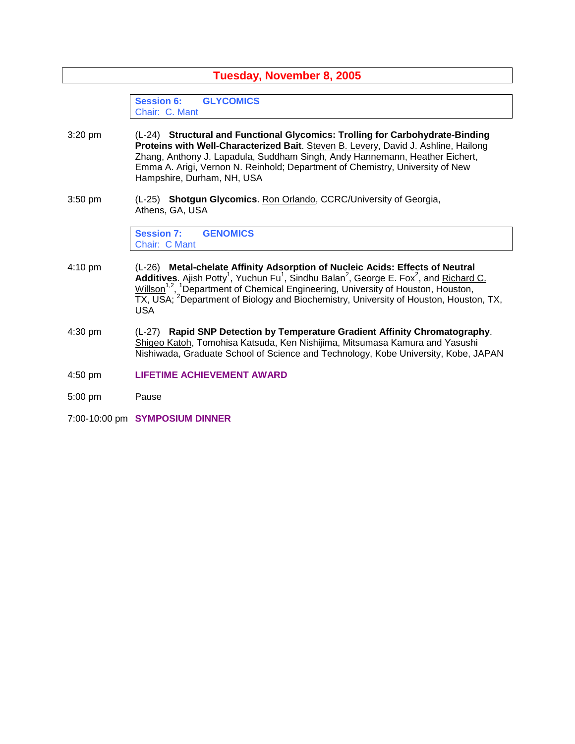# Tuesday, November 8, 2005

## Session 6: GLYCOMICS
Chair: C. Mant

3:20 pm (L-24) **Structural and Functional Glycomics: Trolling for Carbohydrate-Binding Proteins with Well-Characterized Bait**. Steven B. Levery, David J. Ashline, Hailong Zhang, Anthony J. Lapadula, Suddham Singh, Andy Hannemann, Heather Eichert, Emma A. Arigi, Vernon N. Reinhold; Department of Chemistry, University of New Hampshire, Durham, NH, USA

3:50 pm (L-25) **Shotgun Glycomics**. Ron Orlando, CCRC/University of Georgia, Athens, GA, USA

## Session 7: GENOMICS
Chair: C Mant

4:10 pm (L-26) **Metal-chelate Affinity Adsorption of Nucleic Acids: Effects of Neutral Additives**. Ajish Potty[1], Yuchun Fu[1], Sindhu Balan[2], George E. Fox[2], and Richard C. Willson[1,2], [1]Department of Chemical Engineering, University of Houston, Houston, TX, USA; [2]Department of Biology and Biochemistry, University of Houston, Houston, TX, USA

4:30 pm (L-27) **Rapid SNP Detection by Temperature Gradient Affinity Chromatography**. Shigeo Katoh, Tomohisa Katsuda, Ken Nishijima, Mitsumasa Kamura and Yasushi Nishiwada, Graduate School of Science and Technology, Kobe University, Kobe, JAPAN

4:50 pm **LIFETIME ACHIEVEMENT AWARD**

5:00 pm Pause

7:00-10:00 pm **SYMPOSIUM DINNER**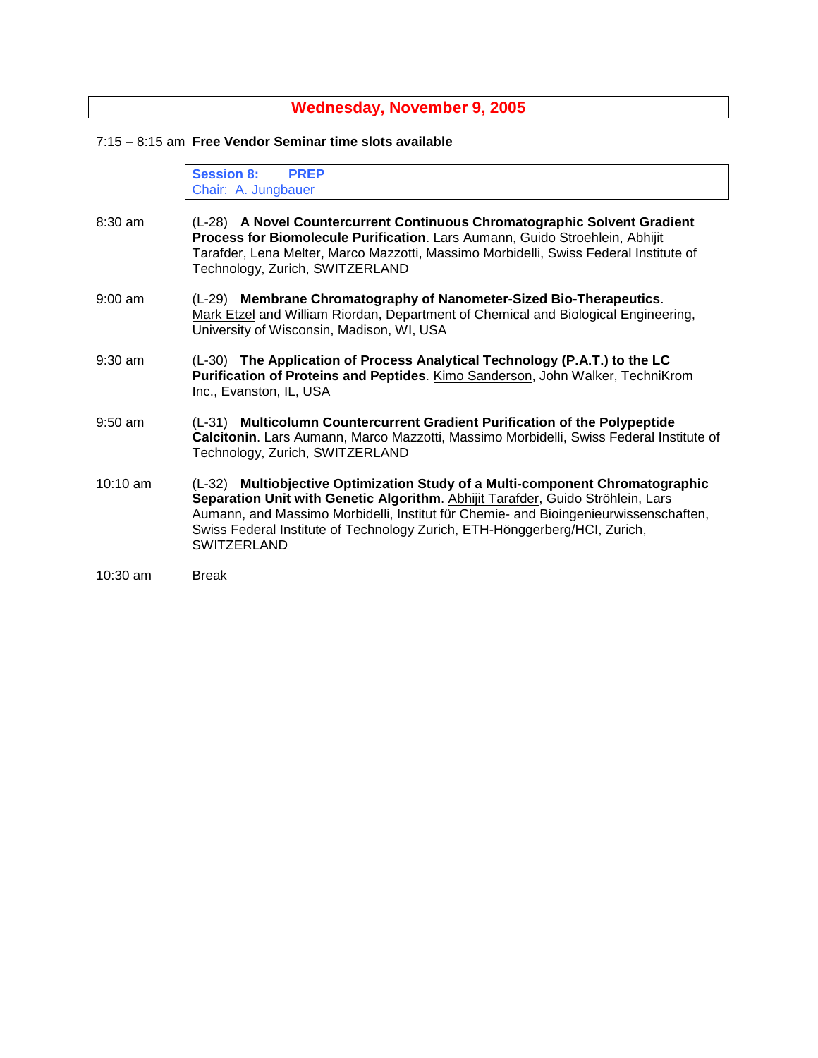## Wednesday, November 9, 2005

7:15 – 8:15 am **Free Vendor Seminar time slots available**

**Session 8: PREP**
Chair: A. Jungbauer

8:30 am (L-28) **A Novel Countercurrent Continuous Chromatographic Solvent Gradient Process for Biomolecule Purification**. Lars Aumann, Guido Stroehlein, Abhijit Tarafder, Lena Melter, Marco Mazzotti, Massimo Morbidelli, Swiss Federal Institute of Technology, Zurich, SWITZERLAND

9:00 am (L-29) **Membrane Chromatography of Nanometer-Sized Bio-Therapeutics**. Mark Etzel and William Riordan, Department of Chemical and Biological Engineering, University of Wisconsin, Madison, WI, USA

9:30 am (L-30) **The Application of Process Analytical Technology (P.A.T.) to the LC Purification of Proteins and Peptides**. Kimo Sanderson, John Walker, TechniKrom Inc., Evanston, IL, USA

9:50 am (L-31) **Multicolumn Countercurrent Gradient Purification of the Polypeptide Calcitonin**. Lars Aumann, Marco Mazzotti, Massimo Morbidelli, Swiss Federal Institute of Technology, Zurich, SWITZERLAND

10:10 am (L-32) **Multiobjective Optimization Study of a Multi-component Chromatographic Separation Unit with Genetic Algorithm**. Abhijit Tarafder, Guido Ströhlein, Lars Aumann, and Massimo Morbidelli, Institut für Chemie- and Bioingenieurwissenschaften, Swiss Federal Institute of Technology Zurich, ETH-Hönggerberg/HCI, Zurich, SWITZERLAND

10:30 am Break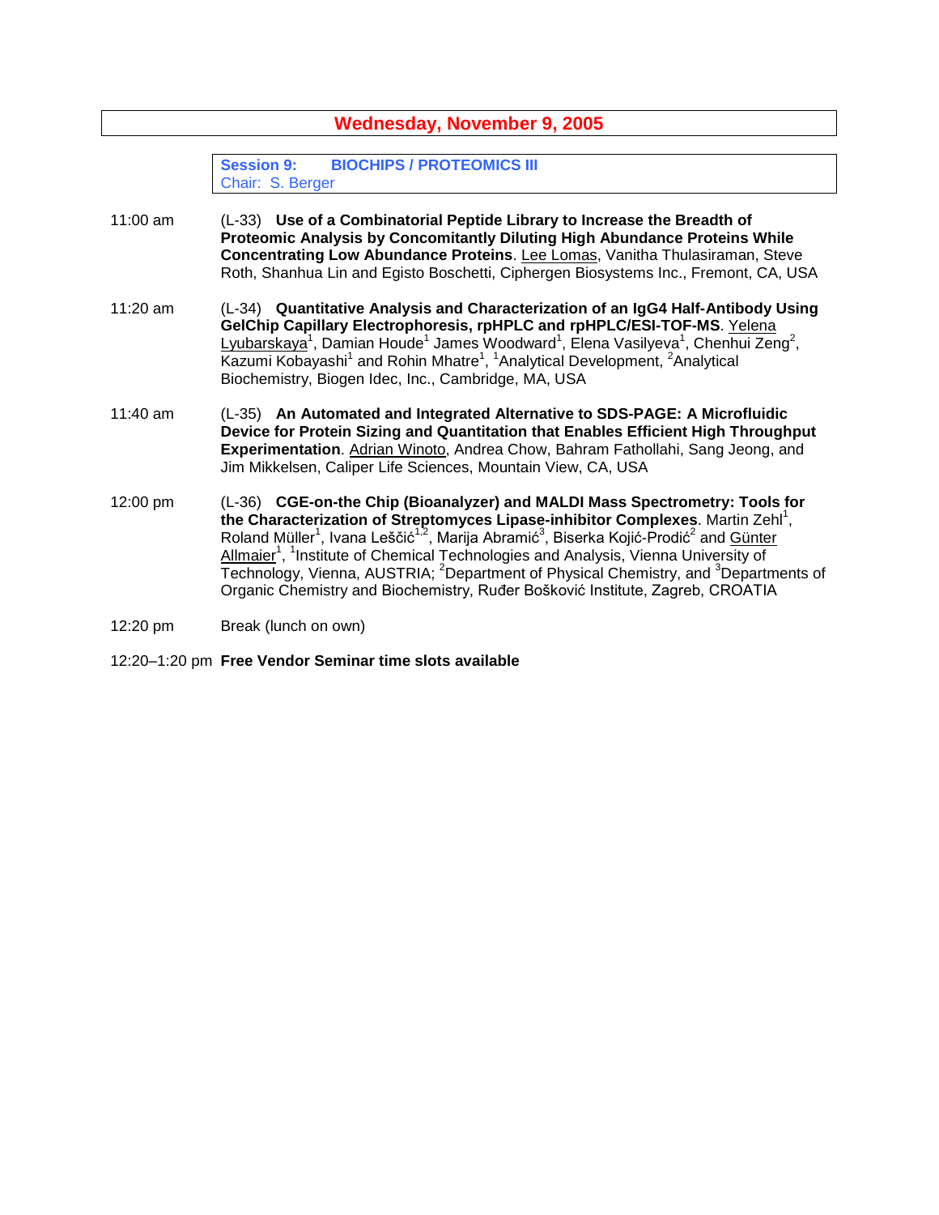# Wednesday, November 9, 2005

## Session 9: BIOCHIPS / PROTEOMICS III

Chair: S. Berger

11:00 am (L-33) **Use of a Combinatorial Peptide Library to Increase the Breadth of Proteomic Analysis by Concomitantly Diluting High Abundance Proteins While Concentrating Low Abundance Proteins**. Lee Lomas, Vanitha Thulasiraman, Steve Roth, Shanhua Lin and Egisto Boschetti, Ciphergen Biosystems Inc., Fremont, CA, USA

11:20 am (L-34) **Quantitative Analysis and Characterization of an IgG4 Half-Antibody Using GelChip Capillary Electrophoresis, rpHPLC and rpHPLC/ESI-TOF-MS**. Yelena Lyubarskaya[1], Damian Houde[1] James Woodward[1], Elena Vasilyeva[1], Chenhui Zeng[2], Kazumi Kobayashi[1] and Rohin Mhatre[1], [1]Analytical Development, [2]Analytical Biochemistry, Biogen Idec, Inc., Cambridge, MA, USA

11:40 am (L-35) **An Automated and Integrated Alternative to SDS-PAGE: A Microfluidic Device for Protein Sizing and Quantitation that Enables Efficient High Throughput Experimentation**. Adrian Winoto, Andrea Chow, Bahram Fathollahi, Sang Jeong, and Jim Mikkelsen, Caliper Life Sciences, Mountain View, CA, USA

12:00 pm (L-36) **CGE-on-the Chip (Bioanalyzer) and MALDI Mass Spectrometry: Tools for the Characterization of Streptomyces Lipase-inhibitor Complexes**. Martin Zehl[1], Roland Müller[1], Ivana Leščić[1,2], Marija Abramić[3], Biserka Kojić-Prodić[2] and Günter Allmaier[1], [1]Institute of Chemical Technologies and Analysis, Vienna University of Technology, Vienna, AUSTRIA; [2]Department of Physical Chemistry, and [3]Departments of Organic Chemistry and Biochemistry, Ruđer Bošković Institute, Zagreb, CROATIA

12:20 pm Break (lunch on own)

12:20–1:20 pm **Free Vendor Seminar time slots available**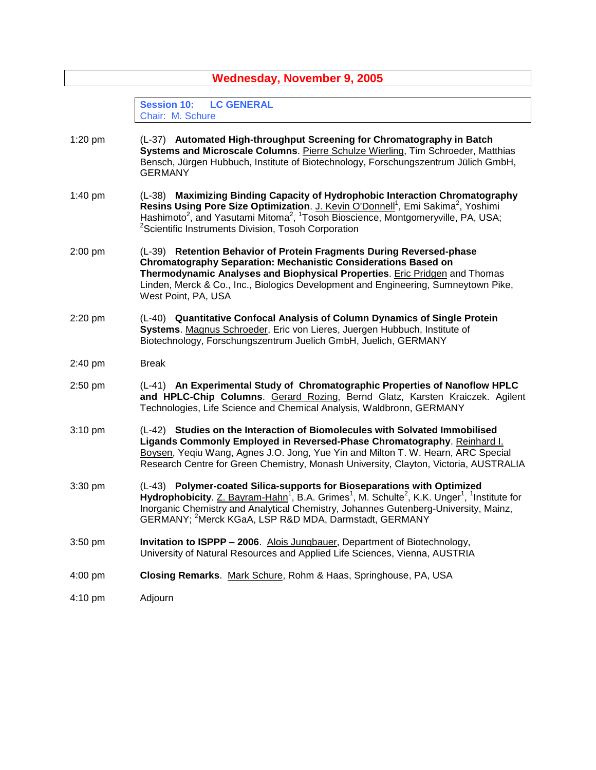## Wednesday, November 9, 2005

### Session 10: LC GENERAL
Chair: M. Schure

| Time | Program |
|---|---|
| 1:20 pm | (L-37) **Automated High-throughput Screening for Chromatography in Batch Systems and Microscale Columns**. Pierre Schulze Wierling, Tim Schroeder, Matthias Bensch, Jürgen Hubbuch, Institute of Biotechnology, Forschungszentrum Jülich GmbH, GERMANY |
| 1:40 pm | (L-38) **Maximizing Binding Capacity of Hydrophobic Interaction Chromatography Resins Using Pore Size Optimization**. J. Kevin O'Donnell[1], Emi Sakima[2], Yoshimi Hashimoto[2], and Yasutami Mitoma[2], [1]Tosoh Bioscience, Montgomeryville, PA, USA; [2]Scientific Instruments Division, Tosoh Corporation |
| 2:00 pm | (L-39) **Retention Behavior of Protein Fragments During Reversed-phase Chromatography Separation: Mechanistic Considerations Based on Thermodynamic Analyses and Biophysical Properties**. Eric Pridgen and Thomas Linden, Merck & Co., Inc., Biologics Development and Engineering, Sumneytown Pike, West Point, PA, USA |
| 2:20 pm | (L-40) **Quantitative Confocal Analysis of Column Dynamics of Single Protein Systems**. Magnus Schroeder, Eric von Lieres, Juergen Hubbuch, Institute of Biotechnology, Forschungszentrum Juelich GmbH, Juelich, GERMANY |
| 2:40 pm | Break |
| 2:50 pm | (L-41) **An Experimental Study of Chromatographic Properties of Nanoflow HPLC and HPLC-Chip Columns**. Gerard Rozing, Bernd Glatz, Karsten Kraiczek. Agilent Technologies, Life Science and Chemical Analysis, Waldbronn, GERMANY |
| 3:10 pm | (L-42) **Studies on the Interaction of Biomolecules with Solvated Immobilised Ligands Commonly Employed in Reversed-Phase Chromatography**. Reinhard I. Boysen, Yeqiu Wang, Agnes J.O. Jong, Yue Yin and Milton T. W. Hearn, ARC Special Research Centre for Green Chemistry, Monash University, Clayton, Victoria, AUSTRALIA |
| 3:30 pm | (L-43) **Polymer-coated Silica-supports for Bioseparations with Optimized Hydrophobicity**. Z. Bayram-Hahn[1], B.A. Grimes[1], M. Schulte[2], K.K. Unger[1], [1]Institute for Inorganic Chemistry and Analytical Chemistry, Johannes Gutenberg-University, Mainz, GERMANY; [2]Merck KGaA, LSP R&D MDA, Darmstadt, GERMANY |
| 3:50 pm | **Invitation to ISPPP – 2006**. Alois Jungbauer, Department of Biotechnology, University of Natural Resources and Applied Life Sciences, Vienna, AUSTRIA |
| 4:00 pm | **Closing Remarks**. Mark Schure, Rohm & Haas, Springhouse, PA, USA |
| 4:10 pm | Adjourn |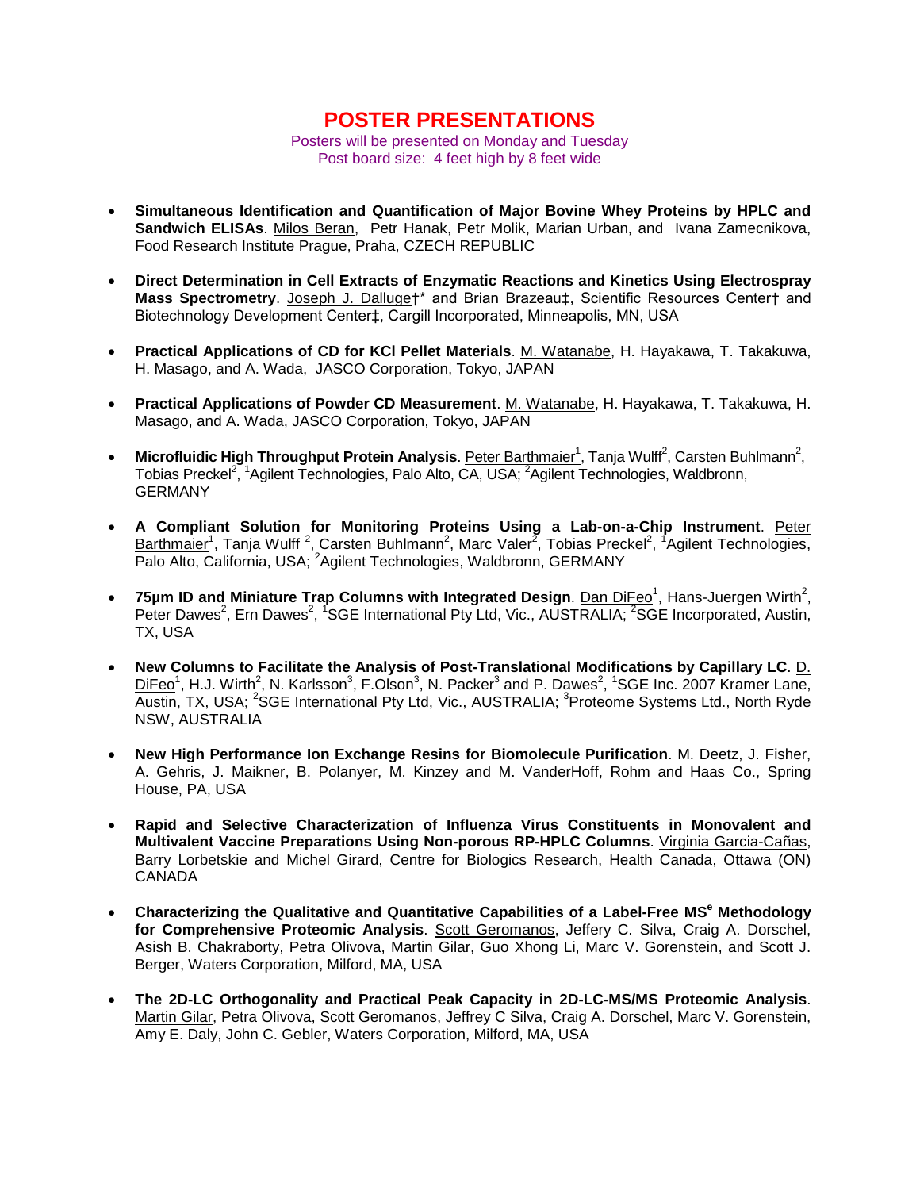# POSTER PRESENTATIONS

Posters will be presented on Monday and Tuesday
Post board size: 4 feet high by 8 feet wide

- **Simultaneous Identification and Quantification of Major Bovine Whey Proteins by HPLC and Sandwich ELISAs**. Milos Beran, Petr Hanak, Petr Molik, Marian Urban, and Ivana Zamecnikova, Food Research Institute Prague, Praha, CZECH REPUBLIC

- **Direct Determination in Cell Extracts of Enzymatic Reactions and Kinetics Using Electrospray Mass Spectrometry**. Joseph J. Dalluge†* and Brian Brazeau‡, Scientific Resources Center† and Biotechnology Development Center‡, Cargill Incorporated, Minneapolis, MN, USA

- **Practical Applications of CD for KCl Pellet Materials**. M. Watanabe, H. Hayakawa, T. Takakuwa, H. Masago, and A. Wada, JASCO Corporation, Tokyo, JAPAN

- **Practical Applications of Powder CD Measurement**. M. Watanabe, H. Hayakawa, T. Takakuwa, H. Masago, and A. Wada, JASCO Corporation, Tokyo, JAPAN

- **Microfluidic High Throughput Protein Analysis**. Peter Barthmaier[1], Tanja Wulff[2], Carsten Buhlmann[2], Tobias Preckel[2], [1]Agilent Technologies, Palo Alto, CA, USA; [2]Agilent Technologies, Waldbronn, GERMANY

- **A Compliant Solution for Monitoring Proteins Using a Lab-on-a-Chip Instrument**. Peter Barthmaier[1], Tanja Wulff [2], Carsten Buhlmann[2], Marc Valer[2], Tobias Preckel[2], [1]Agilent Technologies, Palo Alto, California, USA; [2]Agilent Technologies, Waldbronn, GERMANY

- **75µm ID and Miniature Trap Columns with Integrated Design**. Dan DiFeo[1], Hans-Juergen Wirth[2], Peter Dawes[2], Ern Dawes[2], [1]SGE International Pty Ltd, Vic., AUSTRALIA; [2]SGE Incorporated, Austin, TX, USA

- **New Columns to Facilitate the Analysis of Post-Translational Modifications by Capillary LC**. D. DiFeo[1], H.J. Wirth[2], N. Karlsson[3], F.Olson[3], N. Packer[3] and P. Dawes[2], [1]SGE Inc. 2007 Kramer Lane, Austin, TX, USA; [2]SGE International Pty Ltd, Vic., AUSTRALIA; [3]Proteome Systems Ltd., North Ryde NSW, AUSTRALIA

- **New High Performance Ion Exchange Resins for Biomolecule Purification**. M. Deetz, J. Fisher, A. Gehris, J. Maikner, B. Polanyer, M. Kinzey and M. VanderHoff, Rohm and Haas Co., Spring House, PA, USA

- **Rapid and Selective Characterization of Influenza Virus Constituents in Monovalent and Multivalent Vaccine Preparations Using Non-porous RP-HPLC Columns**. Virginia Garcia-Cañas, Barry Lorbetskie and Michel Girard, Centre for Biologics Research, Health Canada, Ottawa (ON) CANADA

- **Characterizing the Qualitative and Quantitative Capabilities of a Label-Free MS$^e$ Methodology for Comprehensive Proteomic Analysis**. Scott Geromanos, Jeffery C. Silva, Craig A. Dorschel, Asish B. Chakraborty, Petra Olivova, Martin Gilar, Guo Xhong Li, Marc V. Gorenstein, and Scott J. Berger, Waters Corporation, Milford, MA, USA

- **The 2D-LC Orthogonality and Practical Peak Capacity in 2D-LC-MS/MS Proteomic Analysis**. Martin Gilar, Petra Olivova, Scott Geromanos, Jeffrey C Silva, Craig A. Dorschel, Marc V. Gorenstein, Amy E. Daly, John C. Gebler, Waters Corporation, Milford, MA, USA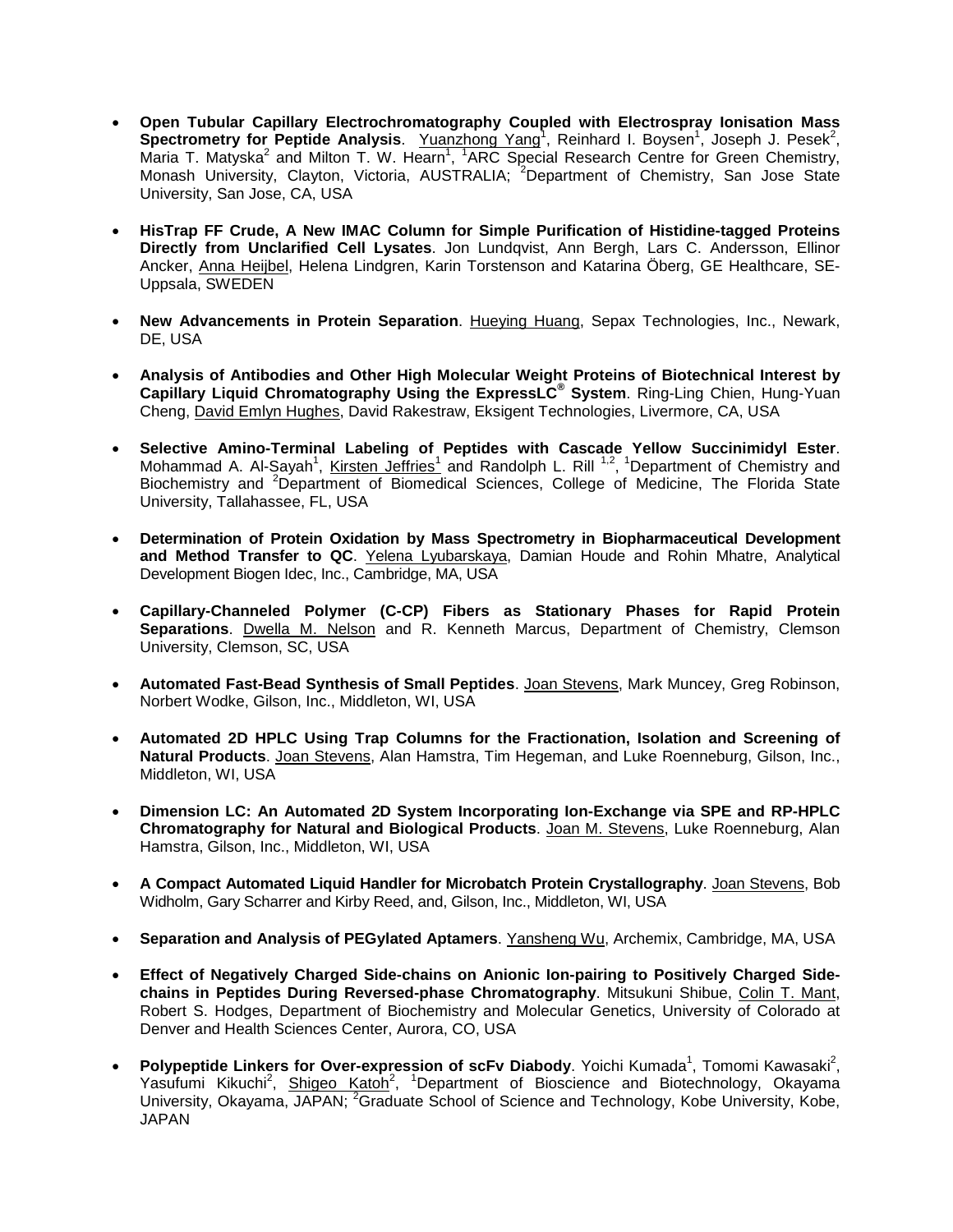- **Open Tubular Capillary Electrochromatography Coupled with Electrospray Ionisation Mass Spectrometry for Peptide Analysis**. Yuanzhong Yang[1], Reinhard I. Boysen[1], Joseph J. Pesek[2], Maria T. Matyska[2] and Milton T. W. Hearn[1], [1]ARC Special Research Centre for Green Chemistry, Monash University, Clayton, Victoria, AUSTRALIA; [2]Department of Chemistry, San Jose State University, San Jose, CA, USA

- **HisTrap FF Crude, A New IMAC Column for Simple Purification of Histidine-tagged Proteins Directly from Unclarified Cell Lysates**. Jon Lundqvist, Ann Bergh, Lars C. Andersson, Ellinor Ancker, Anna Heijbel, Helena Lindgren, Karin Torstenson and Katarina Öberg, GE Healthcare, SE-Uppsala, SWEDEN

- **New Advancements in Protein Separation**. Hueying Huang, Sepax Technologies, Inc., Newark, DE, USA

- **Analysis of Antibodies and Other High Molecular Weight Proteins of Biotechnical Interest by Capillary Liquid Chromatography Using the ExpressLC® System**. Ring-Ling Chien, Hung-Yuan Cheng, David Emlyn Hughes, David Rakestraw, Eksigent Technologies, Livermore, CA, USA

- **Selective Amino-Terminal Labeling of Peptides with Cascade Yellow Succinimidyl Ester**. Mohammad A. Al-Sayah[1], Kirsten Jeffries[1] and Randolph L. Rill [1,2], [1]Department of Chemistry and Biochemistry and [2]Department of Biomedical Sciences, College of Medicine, The Florida State University, Tallahassee, FL, USA

- **Determination of Protein Oxidation by Mass Spectrometry in Biopharmaceutical Development and Method Transfer to QC**. Yelena Lyubarskaya, Damian Houde and Rohin Mhatre, Analytical Development Biogen Idec, Inc., Cambridge, MA, USA

- **Capillary-Channeled Polymer (C-CP) Fibers as Stationary Phases for Rapid Protein Separations**. Dwella M. Nelson and R. Kenneth Marcus, Department of Chemistry, Clemson University, Clemson, SC, USA

- **Automated Fast-Bead Synthesis of Small Peptides**. Joan Stevens, Mark Muncey, Greg Robinson, Norbert Wodke, Gilson, Inc., Middleton, WI, USA

- **Automated 2D HPLC Using Trap Columns for the Fractionation, Isolation and Screening of Natural Products**. Joan Stevens, Alan Hamstra, Tim Hegeman, and Luke Roenneburg, Gilson, Inc., Middleton, WI, USA

- **Dimension LC: An Automated 2D System Incorporating Ion-Exchange via SPE and RP-HPLC Chromatography for Natural and Biological Products**. Joan M. Stevens, Luke Roenneburg, Alan Hamstra, Gilson, Inc., Middleton, WI, USA

- **A Compact Automated Liquid Handler for Microbatch Protein Crystallography**. Joan Stevens, Bob Widholm, Gary Scharrer and Kirby Reed, and, Gilson, Inc., Middleton, WI, USA

- **Separation and Analysis of PEGylated Aptamers**. Yansheng Wu, Archemix, Cambridge, MA, USA

- **Effect of Negatively Charged Side-chains on Anionic Ion-pairing to Positively Charged Side-chains in Peptides During Reversed-phase Chromatography**. Mitsukuni Shibue, Colin T. Mant, Robert S. Hodges, Department of Biochemistry and Molecular Genetics, University of Colorado at Denver and Health Sciences Center, Aurora, CO, USA

- **Polypeptide Linkers for Over-expression of scFv Diabody**. Yoichi Kumada[1], Tomomi Kawasaki[2], Yasufumi Kikuchi[2], Shigeo Katoh[2], [1]Department of Bioscience and Biotechnology, Okayama University, Okayama, JAPAN; [2]Graduate School of Science and Technology, Kobe University, Kobe, JAPAN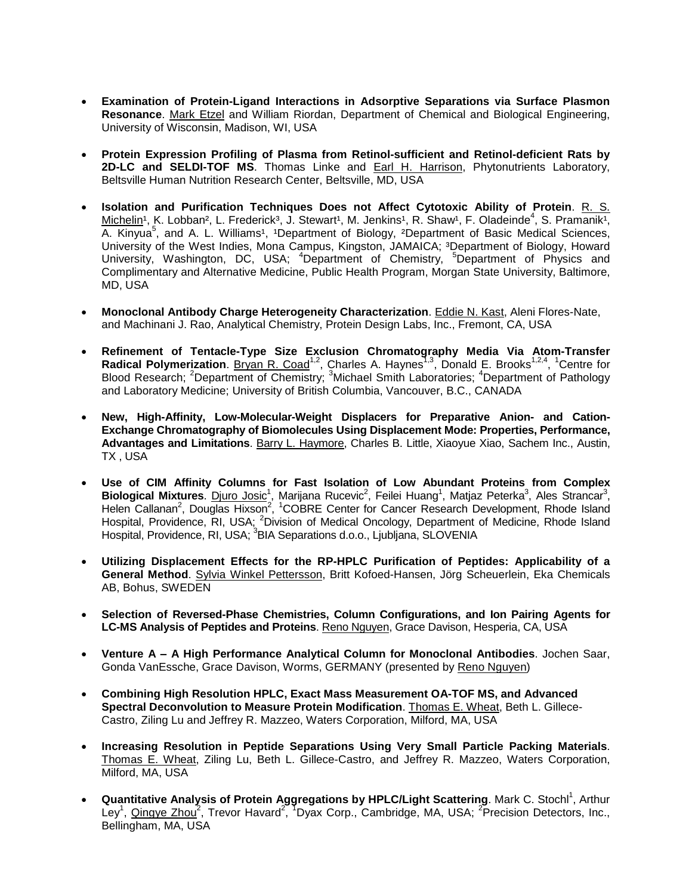- **Examination of Protein-Ligand Interactions in Adsorptive Separations via Surface Plasmon Resonance**. Mark Etzel and William Riordan, Department of Chemical and Biological Engineering, University of Wisconsin, Madison, WI, USA

- **Protein Expression Profiling of Plasma from Retinol-sufficient and Retinol-deficient Rats by 2D-LC and SELDI-TOF MS**. Thomas Linke and Earl H. Harrison, Phytonutrients Laboratory, Beltsville Human Nutrition Research Center, Beltsville, MD, USA

- **Isolation and Purification Techniques Does not Affect Cytotoxic Ability of Protein**. R. S. Michelin[1], K. Lobban[2], L. Frederick[3], J. Stewart[1], M. Jenkins[1], R. Shaw[1], F. Oladeinde[4], S. Pramanik[1], A. Kinyua[5], and A. L. Williams[1], [1]Department of Biology, [2]Department of Basic Medical Sciences, University of the West Indies, Mona Campus, Kingston, JAMAICA; [3]Department of Biology, Howard University, Washington, DC, USA; [4]Department of Chemistry, [5]Department of Physics and Complimentary and Alternative Medicine, Public Health Program, Morgan State University, Baltimore, MD, USA

- **Monoclonal Antibody Charge Heterogeneity Characterization**. Eddie N. Kast, Aleni Flores-Nate, and Machinani J. Rao, Analytical Chemistry, Protein Design Labs, Inc., Fremont, CA, USA

- **Refinement of Tentacle-Type Size Exclusion Chromatography Media Via Atom-Transfer Radical Polymerization**. Bryan R. Coad[1,2], Charles A. Haynes[1,3], Donald E. Brooks[1,2,4], [1]Centre for Blood Research; [2]Department of Chemistry; [3]Michael Smith Laboratories; [4]Department of Pathology and Laboratory Medicine; University of British Columbia, Vancouver, B.C., CANADA

- **New, High-Affinity, Low-Molecular-Weight Displacers for Preparative Anion- and Cation-Exchange Chromatography of Biomolecules Using Displacement Mode: Properties, Performance, Advantages and Limitations**. Barry L. Haymore, Charles B. Little, Xiaoyue Xiao, Sachem Inc., Austin, TX , USA

- **Use of CIM Affinity Columns for Fast Isolation of Low Abundant Proteins from Complex Biological Mixtures**. Djuro Josic[1], Marijana Rucevic[2], Feilei Huang[1], Matjaz Peterka[3], Ales Strancar[3], Helen Callanan[2], Douglas Hixson[2], [1]COBRE Center for Cancer Research Development, Rhode Island Hospital, Providence, RI, USA; [2]Division of Medical Oncology, Department of Medicine, Rhode Island Hospital, Providence, RI, USA; [3]BIA Separations d.o.o., Ljubljana, SLOVENIA

- **Utilizing Displacement Effects for the RP-HPLC Purification of Peptides: Applicability of a General Method**. Sylvia Winkel Pettersson, Britt Kofoed-Hansen, Jörg Scheuerlein, Eka Chemicals AB, Bohus, SWEDEN

- **Selection of Reversed-Phase Chemistries, Column Configurations, and Ion Pairing Agents for LC-MS Analysis of Peptides and Proteins**. Reno Nguyen, Grace Davison, Hesperia, CA, USA

- **Venture A – A High Performance Analytical Column for Monoclonal Antibodies**. Jochen Saar, Gonda VanEssche, Grace Davison, Worms, GERMANY (presented by Reno Nguyen)

- **Combining High Resolution HPLC, Exact Mass Measurement OA-TOF MS, and Advanced Spectral Deconvolution to Measure Protein Modification**. Thomas E. Wheat, Beth L. Gillece-Castro, Ziling Lu and Jeffrey R. Mazzeo, Waters Corporation, Milford, MA, USA

- **Increasing Resolution in Peptide Separations Using Very Small Particle Packing Materials**. Thomas E. Wheat, Ziling Lu, Beth L. Gillece-Castro, and Jeffrey R. Mazzeo, Waters Corporation, Milford, MA, USA

- **Quantitative Analysis of Protein Aggregations by HPLC/Light Scattering**. Mark C. Stochl[1], Arthur Ley[1], Qingye Zhou[2], Trevor Havard[2], [1]Dyax Corp., Cambridge, MA, USA; [2]Precision Detectors, Inc., Bellingham, MA, USA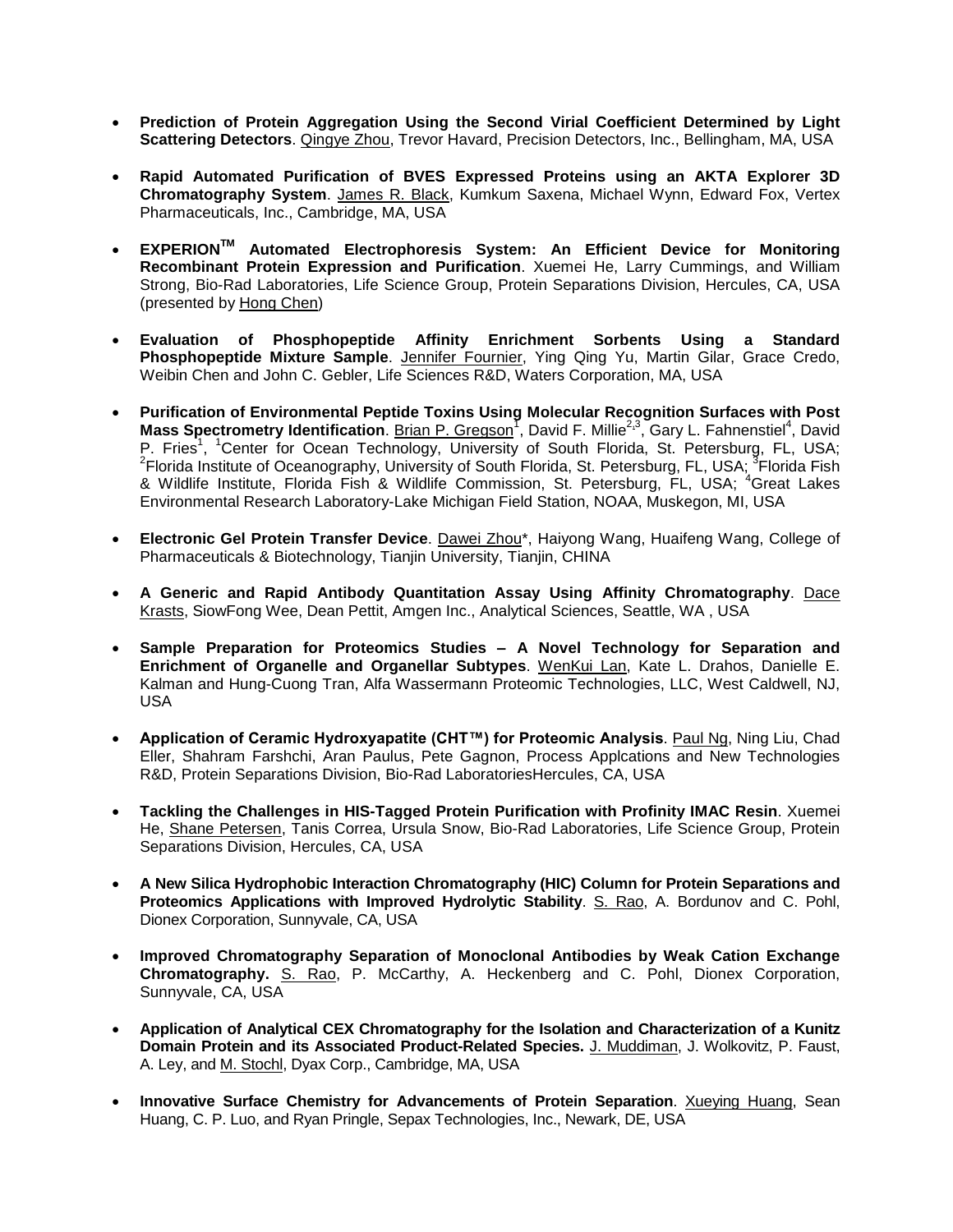- **Prediction of Protein Aggregation Using the Second Virial Coefficient Determined by Light Scattering Detectors**. Qingye Zhou, Trevor Havard, Precision Detectors, Inc., Bellingham, MA, USA

- **Rapid Automated Purification of BVES Expressed Proteins using an AKTA Explorer 3D Chromatography System**. James R. Black, Kumkum Saxena, Michael Wynn, Edward Fox, Vertex Pharmaceuticals, Inc., Cambridge, MA, USA

- **EXPERION$^{TM}$ Automated Electrophoresis System: An Efficient Device for Monitoring Recombinant Protein Expression and Purification**. Xuemei He, Larry Cummings, and William Strong, Bio-Rad Laboratories, Life Science Group, Protein Separations Division, Hercules, CA, USA (presented by Hong Chen)

- **Evaluation of Phosphopeptide Affinity Enrichment Sorbents Using a Standard Phosphopeptide Mixture Sample**. Jennifer Fournier, Ying Qing Yu, Martin Gilar, Grace Credo, Weibin Chen and John C. Gebler, Life Sciences R&D, Waters Corporation, MA, USA

- **Purification of Environmental Peptide Toxins Using Molecular Recognition Surfaces with Post Mass Spectrometry Identification**. Brian P. Gregson[1], David F. Millie[2,3], Gary L. Fahnenstiel[4], David P. Fries[1], [1]Center for Ocean Technology, University of South Florida, St. Petersburg, FL, USA; [2]Florida Institute of Oceanography, University of South Florida, St. Petersburg, FL, USA; [3]Florida Fish & Wildlife Institute, Florida Fish & Wildlife Commission, St. Petersburg, FL, USA; [4]Great Lakes Environmental Research Laboratory-Lake Michigan Field Station, NOAA, Muskegon, MI, USA

- **Electronic Gel Protein Transfer Device**. Dawei Zhou*, Haiyong Wang, Huaifeng Wang, College of Pharmaceuticals & Biotechnology, Tianjin University, Tianjin, CHINA

- **A Generic and Rapid Antibody Quantitation Assay Using Affinity Chromatography**. Dace Krasts, SiowFong Wee, Dean Pettit, Amgen Inc., Analytical Sciences, Seattle, WA , USA

- **Sample Preparation for Proteomics Studies – A Novel Technology for Separation and Enrichment of Organelle and Organellar Subtypes**. WenKui Lan, Kate L. Drahos, Danielle E. Kalman and Hung-Cuong Tran, Alfa Wassermann Proteomic Technologies, LLC, West Caldwell, NJ, USA

- **Application of Ceramic Hydroxyapatite (CHT™) for Proteomic Analysis**. Paul Ng, Ning Liu, Chad Eller, Shahram Farshchi, Aran Paulus, Pete Gagnon, Process Applcations and New Technologies R&D, Protein Separations Division, Bio-Rad LaboratoriesHercules, CA, USA

- **Tackling the Challenges in HIS-Tagged Protein Purification with Profinity IMAC Resin**. Xuemei He, Shane Petersen, Tanis Correa, Ursula Snow, Bio-Rad Laboratories, Life Science Group, Protein Separations Division, Hercules, CA, USA

- **A New Silica Hydrophobic Interaction Chromatography (HIC) Column for Protein Separations and Proteomics Applications with Improved Hydrolytic Stability**. S. Rao, A. Bordunov and C. Pohl, Dionex Corporation, Sunnyvale, CA, USA

- **Improved Chromatography Separation of Monoclonal Antibodies by Weak Cation Exchange Chromatography.** S. Rao, P. McCarthy, A. Heckenberg and C. Pohl, Dionex Corporation, Sunnyvale, CA, USA

- **Application of Analytical CEX Chromatography for the Isolation and Characterization of a Kunitz Domain Protein and its Associated Product-Related Species.** J. Muddiman, J. Wolkovitz, P. Faust, A. Ley, and M. Stochl, Dyax Corp., Cambridge, MA, USA

- **Innovative Surface Chemistry for Advancements of Protein Separation**. Xueying Huang, Sean Huang, C. P. Luo, and Ryan Pringle, Sepax Technologies, Inc., Newark, DE, USA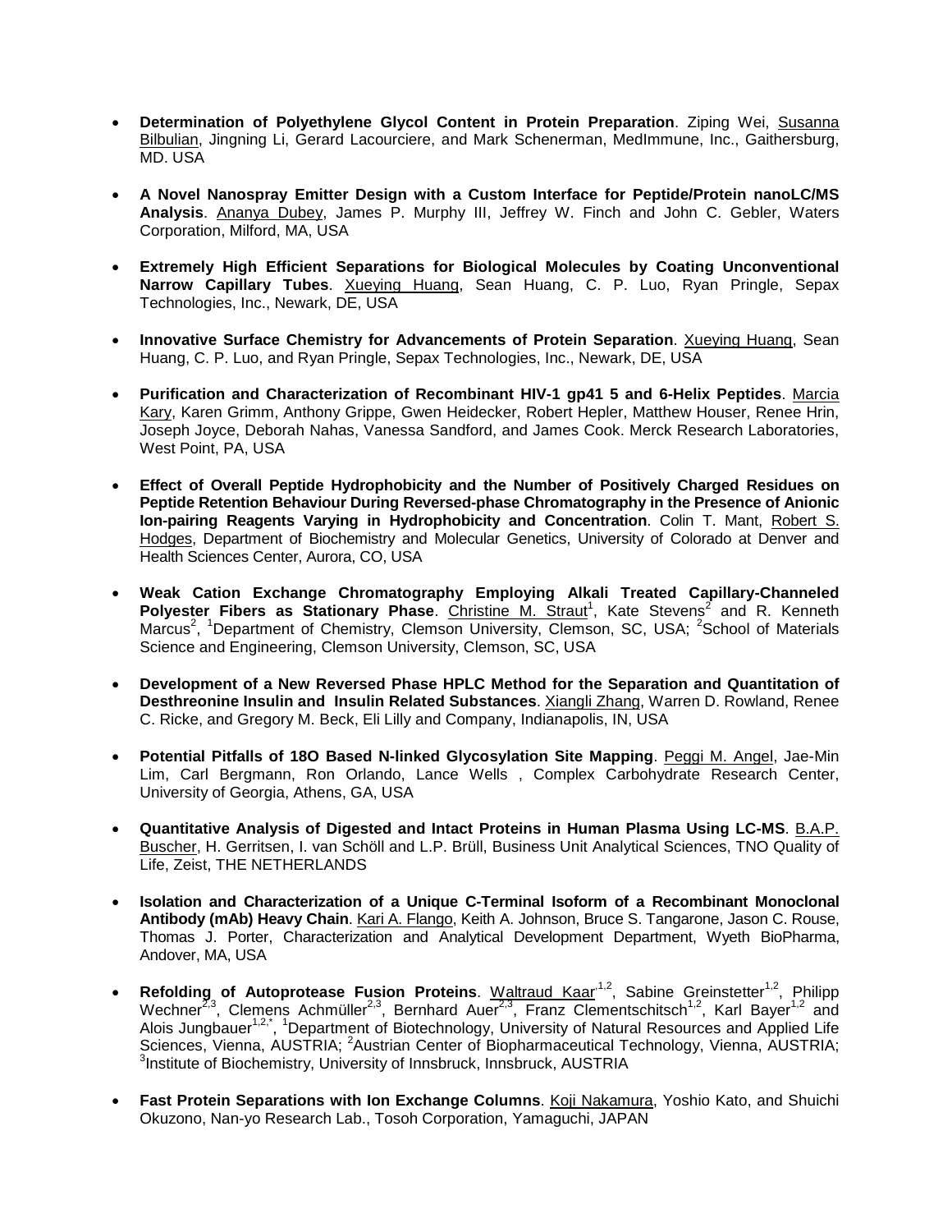- **Determination of Polyethylene Glycol Content in Protein Preparation**. Ziping Wei, Susanna Bilbulian, Jingning Li, Gerard Lacourciere, and Mark Schenerman, MedImmune, Inc., Gaithersburg, MD. USA

- **A Novel Nanospray Emitter Design with a Custom Interface for Peptide/Protein nanoLC/MS Analysis**. Ananya Dubey, James P. Murphy III, Jeffrey W. Finch and John C. Gebler, Waters Corporation, Milford, MA, USA

- **Extremely High Efficient Separations for Biological Molecules by Coating Unconventional Narrow Capillary Tubes**. Xueying Huang, Sean Huang, C. P. Luo, Ryan Pringle, Sepax Technologies, Inc., Newark, DE, USA

- **Innovative Surface Chemistry for Advancements of Protein Separation**. Xueying Huang, Sean Huang, C. P. Luo, and Ryan Pringle, Sepax Technologies, Inc., Newark, DE, USA

- **Purification and Characterization of Recombinant HIV-1 gp41 5 and 6-Helix Peptides**. Marcia Kary, Karen Grimm, Anthony Grippe, Gwen Heidecker, Robert Hepler, Matthew Houser, Renee Hrin, Joseph Joyce, Deborah Nahas, Vanessa Sandford, and James Cook. Merck Research Laboratories, West Point, PA, USA

- **Effect of Overall Peptide Hydrophobicity and the Number of Positively Charged Residues on Peptide Retention Behaviour During Reversed-phase Chromatography in the Presence of Anionic Ion-pairing Reagents Varying in Hydrophobicity and Concentration**. Colin T. Mant, Robert S. Hodges, Department of Biochemistry and Molecular Genetics, University of Colorado at Denver and Health Sciences Center, Aurora, CO, USA

- **Weak Cation Exchange Chromatography Employing Alkali Treated Capillary-Channeled Polyester Fibers as Stationary Phase**. Christine M. Straut[1], Kate Stevens[2] and R. Kenneth Marcus[2], [1]Department of Chemistry, Clemson University, Clemson, SC, USA; [2]School of Materials Science and Engineering, Clemson University, Clemson, SC, USA

- **Development of a New Reversed Phase HPLC Method for the Separation and Quantitation of Desthreonine Insulin and Insulin Related Substances**. Xiangli Zhang, Warren D. Rowland, Renee C. Ricke, and Gregory M. Beck, Eli Lilly and Company, Indianapolis, IN, USA

- **Potential Pitfalls of 18O Based N-linked Glycosylation Site Mapping**. Peggi M. Angel, Jae-Min Lim, Carl Bergmann, Ron Orlando, Lance Wells , Complex Carbohydrate Research Center, University of Georgia, Athens, GA, USA

- **Quantitative Analysis of Digested and Intact Proteins in Human Plasma Using LC-MS**. B.A.P. Buscher, H. Gerritsen, I. van Schöll and L.P. Brüll, Business Unit Analytical Sciences, TNO Quality of Life, Zeist, THE NETHERLANDS

- **Isolation and Characterization of a Unique C-Terminal Isoform of a Recombinant Monoclonal Antibody (mAb) Heavy Chain**. Kari A. Flango, Keith A. Johnson, Bruce S. Tangarone, Jason C. Rouse, Thomas J. Porter, Characterization and Analytical Development Department, Wyeth BioPharma, Andover, MA, USA

- **Refolding of Autoprotease Fusion Proteins**. Waltraud Kaar[1,2], Sabine Greinstetter[1,2], Philipp Wechner[2,3], Clemens Achmüller[2,3], Bernhard Auer[2,3], Franz Clementschitsch[1,2], Karl Bayer[1,2] and Alois Jungbauer[1,2,*], [1]Department of Biotechnology, University of Natural Resources and Applied Life Sciences, Vienna, AUSTRIA; [2]Austrian Center of Biopharmaceutical Technology, Vienna, AUSTRIA; [3]Institute of Biochemistry, University of Innsbruck, Innsbruck, AUSTRIA

- **Fast Protein Separations with Ion Exchange Columns**. Koji Nakamura, Yoshio Kato, and Shuichi Okuzono, Nan-yo Research Lab., Tosoh Corporation, Yamaguchi, JAPAN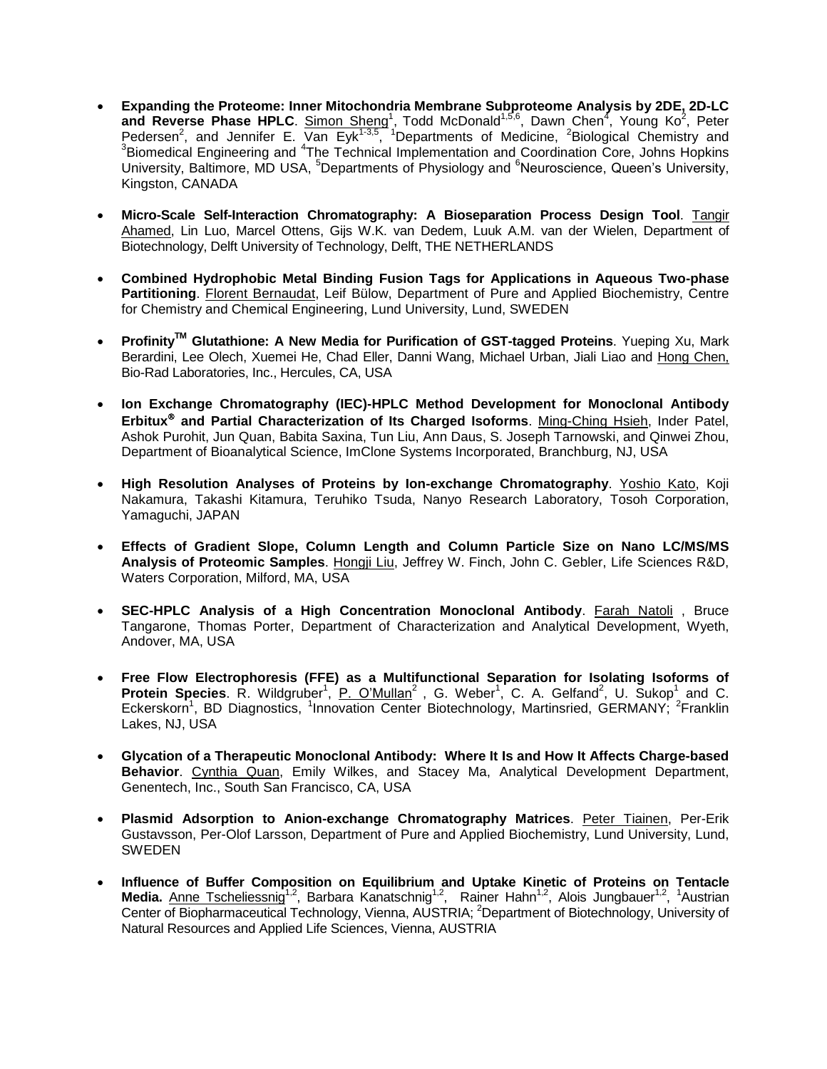- **Expanding the Proteome: Inner Mitochondria Membrane Subproteome Analysis by 2DE, 2D-LC and Reverse Phase HPLC**. Simon Sheng[1], Todd McDonald[1,5,6], Dawn Chen[4], Young Ko[2], Peter Pedersen[2], and Jennifer E. Van Eyk[1-3,5], [1]Departments of Medicine, [2]Biological Chemistry and [3]Biomedical Engineering and [4]The Technical Implementation and Coordination Core, Johns Hopkins University, Baltimore, MD USA, [5]Departments of Physiology and [6]Neuroscience, Queen's University, Kingston, CANADA

- **Micro-Scale Self-Interaction Chromatography: A Bioseparation Process Design Tool**. Tangir Ahamed, Lin Luo, Marcel Ottens, Gijs W.K. van Dedem, Luuk A.M. van der Wielen, Department of Biotechnology, Delft University of Technology, Delft, THE NETHERLANDS

- **Combined Hydrophobic Metal Binding Fusion Tags for Applications in Aqueous Two-phase Partitioning**. Florent Bernaudat, Leif Bülow, Department of Pure and Applied Biochemistry, Centre for Chemistry and Chemical Engineering, Lund University, Lund, SWEDEN

- **Profinity™ Glutathione: A New Media for Purification of GST-tagged Proteins**. Yueping Xu, Mark Berardini, Lee Olech, Xuemei He, Chad Eller, Danni Wang, Michael Urban, Jiali Liao and Hong Chen, Bio-Rad Laboratories, Inc., Hercules, CA, USA

- **Ion Exchange Chromatography (IEC)-HPLC Method Development for Monoclonal Antibody Erbitux® and Partial Characterization of Its Charged Isoforms**. Ming-Ching Hsieh, Inder Patel, Ashok Purohit, Jun Quan, Babita Saxina, Tun Liu, Ann Daus, S. Joseph Tarnowski, and Qinwei Zhou, Department of Bioanalytical Science, ImClone Systems Incorporated, Branchburg, NJ, USA

- **High Resolution Analyses of Proteins by Ion-exchange Chromatography**. Yoshio Kato, Koji Nakamura, Takashi Kitamura, Teruhiko Tsuda, Nanyo Research Laboratory, Tosoh Corporation, Yamaguchi, JAPAN

- **Effects of Gradient Slope, Column Length and Column Particle Size on Nano LC/MS/MS Analysis of Proteomic Samples**. Hongji Liu, Jeffrey W. Finch, John C. Gebler, Life Sciences R&D, Waters Corporation, Milford, MA, USA

- **SEC-HPLC Analysis of a High Concentration Monoclonal Antibody**. Farah Natoli , Bruce Tangarone, Thomas Porter, Department of Characterization and Analytical Development, Wyeth, Andover, MA, USA

- **Free Flow Electrophoresis (FFE) as a Multifunctional Separation for Isolating Isoforms of Protein Species**. R. Wildgruber[1], P. O'Mullan[2] , G. Weber[1], C. A. Gelfand[2], U. Sukop[1] and C. Eckerskorn[1], BD Diagnostics, [1]Innovation Center Biotechnology, Martinsried, GERMANY; [2]Franklin Lakes, NJ, USA

- **Glycation of a Therapeutic Monoclonal Antibody: Where It Is and How It Affects Charge-based Behavior**. Cynthia Quan, Emily Wilkes, and Stacey Ma, Analytical Development Department, Genentech, Inc., South San Francisco, CA, USA

- **Plasmid Adsorption to Anion-exchange Chromatography Matrices**. Peter Tiainen, Per-Erik Gustavsson, Per-Olof Larsson, Department of Pure and Applied Biochemistry, Lund University, Lund, SWEDEN

- **Influence of Buffer Composition on Equilibrium and Uptake Kinetic of Proteins on Tentacle Media.** Anne Tscheliessnig[1,2], Barbara Kanatschnig[1,2], Rainer Hahn[1,2], Alois Jungbauer[1,2], [1]Austrian Center of Biopharmaceutical Technology, Vienna, AUSTRIA; [2]Department of Biotechnology, University of Natural Resources and Applied Life Sciences, Vienna, AUSTRIA